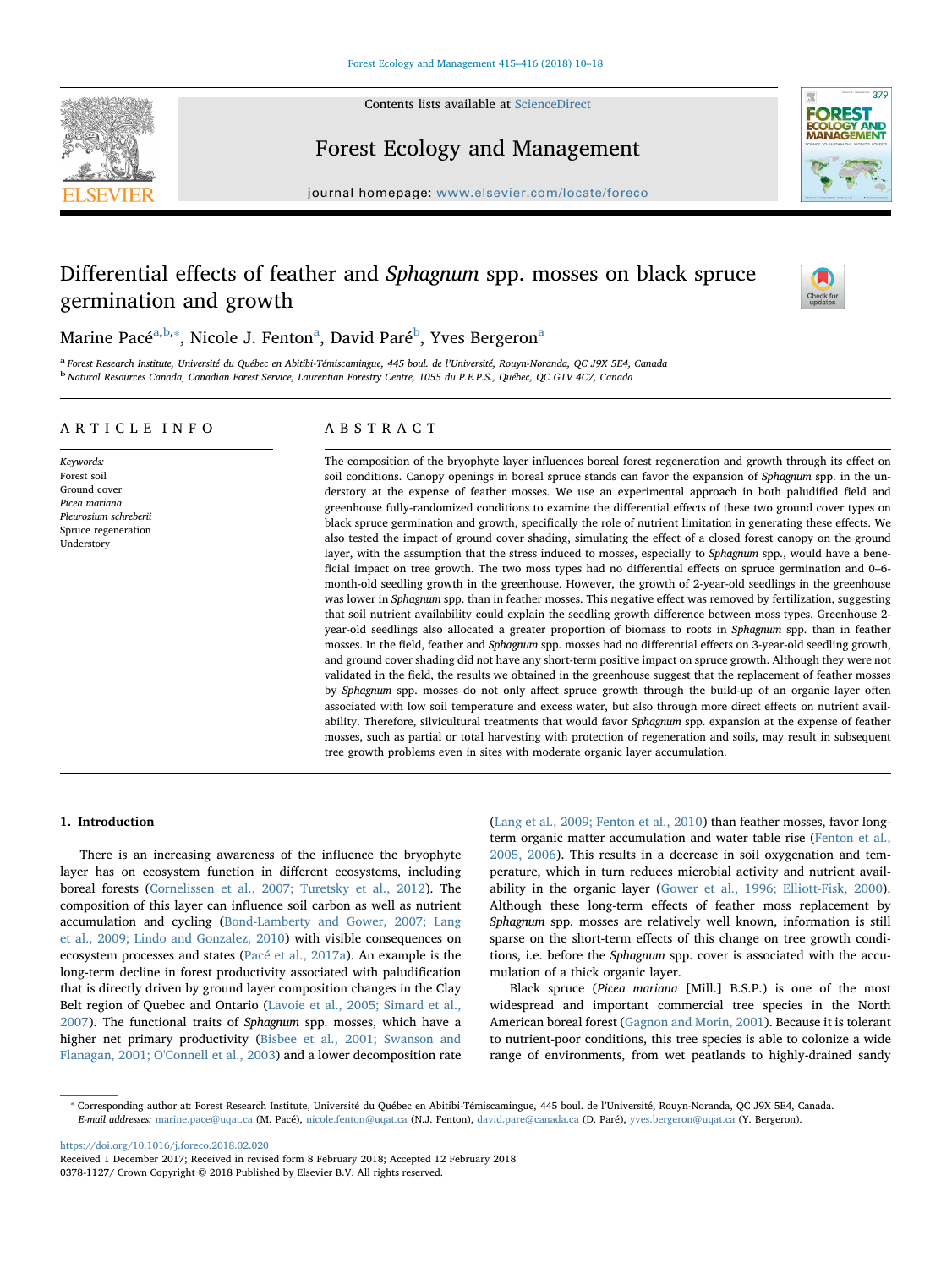# Differential effects of feather and *Sphagnum* spp. mosses on black spruce germination and growth

Marine Pacé[a,b,*], Nicole J. Fenton[a], David Paré[b], Yves Bergeron[a]

[a] Forest Research Institute, Université du Québec en Abitibi-Témiscamingue, 445 boul. de l'Université, Rouyn-Noranda, QC J9X 5E4, Canada

[b] Natural Resources Canada, Canadian Forest Service, Laurentian Forestry Centre, 1055 du P.E.P.S., Québec, QC G1V 4C7, Canada

## ARTICLE INFO

*Keywords:*
Forest soil
Ground cover
*Picea mariana*
*Pleurozium schreberii*
Spruce regeneration
Understory

## ABSTRACT

The composition of the bryophyte layer influences boreal forest regeneration and growth through its effect on soil conditions. Canopy openings in boreal spruce stands can favor the expansion of *Sphagnum* spp. in the understory at the expense of feather mosses. We use an experimental approach in both paludified field and greenhouse fully-randomized conditions to examine the differential effects of these two ground cover types on black spruce germination and growth, specifically the role of nutrient limitation in generating these effects. We also tested the impact of ground cover shading, simulating the effect of a closed forest canopy on the ground layer, with the assumption that the stress induced to mosses, especially to *Sphagnum* spp., would have a beneficial impact on tree growth. The two moss types had no differential effects on spruce germination and 0–6-month-old seedling growth in the greenhouse. However, the growth of 2-year-old seedlings in the greenhouse was lower in *Sphagnum* spp. than in feather mosses. This negative effect was removed by fertilization, suggesting that soil nutrient availability could explain the seedling growth difference between moss types. Greenhouse 2-year-old seedlings also allocated a greater proportion of biomass to roots in *Sphagnum* spp. than in feather mosses. In the field, feather and *Sphagnum* spp. mosses had no differential effects on 3-year-old seedling growth, and ground cover shading did not have any short-term positive impact on spruce growth. Although they were not validated in the field, the results we obtained in the greenhouse suggest that the replacement of feather mosses by *Sphagnum* spp. mosses do not only affect spruce growth through the build-up of an organic layer often associated with low soil temperature and excess water, but also through more direct effects on nutrient availability. Therefore, silvicultural treatments that would favor *Sphagnum* spp. expansion at the expense of feather mosses, such as partial or total harvesting with protection of regeneration and soils, may result in subsequent tree growth problems even in sites with moderate organic layer accumulation.

## 1. Introduction

There is an increasing awareness of the influence the bryophyte layer has on ecosystem function in different ecosystems, including boreal forests (Cornelissen et al., 2007; Turetsky et al., 2012). The composition of this layer can influence soil carbon as well as nutrient accumulation and cycling (Bond-Lamberty and Gower, 2007; Lang et al., 2009; Lindo and Gonzalez, 2010) with visible consequences on ecosystem processes and states (Pacé et al., 2017a). An example is the long-term decline in forest productivity associated with paludification that is directly driven by ground layer composition changes in the Clay Belt region of Quebec and Ontario (Lavoie et al., 2005; Simard et al., 2007). The functional traits of *Sphagnum* spp. mosses, which have a higher net primary productivity (Bisbee et al., 2001; Swanson and Flanagan, 2001; O'Connell et al., 2003) and a lower decomposition rate (Lang et al., 2009; Fenton et al., 2010) than feather mosses, favor long-term organic matter accumulation and water table rise (Fenton et al., 2005, 2006). This results in a decrease in soil oxygenation and temperature, which in turn reduces microbial activity and nutrient availability in the organic layer (Gower et al., 1996; Elliott-Fisk, 2000). Although these long-term effects of feather moss replacement by *Sphagnum* spp. mosses are relatively well known, information is still sparse on the short-term effects of this change on tree growth conditions, i.e. before the *Sphagnum* spp. cover is associated with the accumulation of a thick organic layer.

Black spruce (*Picea mariana* [Mill.] B.S.P.) is one of the most widespread and important commercial tree species in the North American boreal forest (Gagnon and Morin, 2001). Because it is tolerant to nutrient-poor conditions, this tree species is able to colonize a wide range of environments, from wet peatlands to highly-drained sandy

---

* Corresponding author at: Forest Research Institute, Université du Québec en Abitibi-Témiscamingue, 445 boul. de l'Université, Rouyn-Noranda, QC J9X 5E4, Canada.
*E-mail addresses:* marine.pace@uqat.ca (M. Pacé), nicole.fenton@uqat.ca (N.J. Fenton), david.pare@canada.ca (D. Paré), yves.bergeron@uqat.ca (Y. Bergeron).

https://doi.org/10.1016/j.foreco.2018.02.020
Received 1 December 2017; Received in revised form 8 February 2018; Accepted 12 February 2018
0378-1127/ Crown Copyright © 2018 Published by Elsevier B.V. All rights reserved.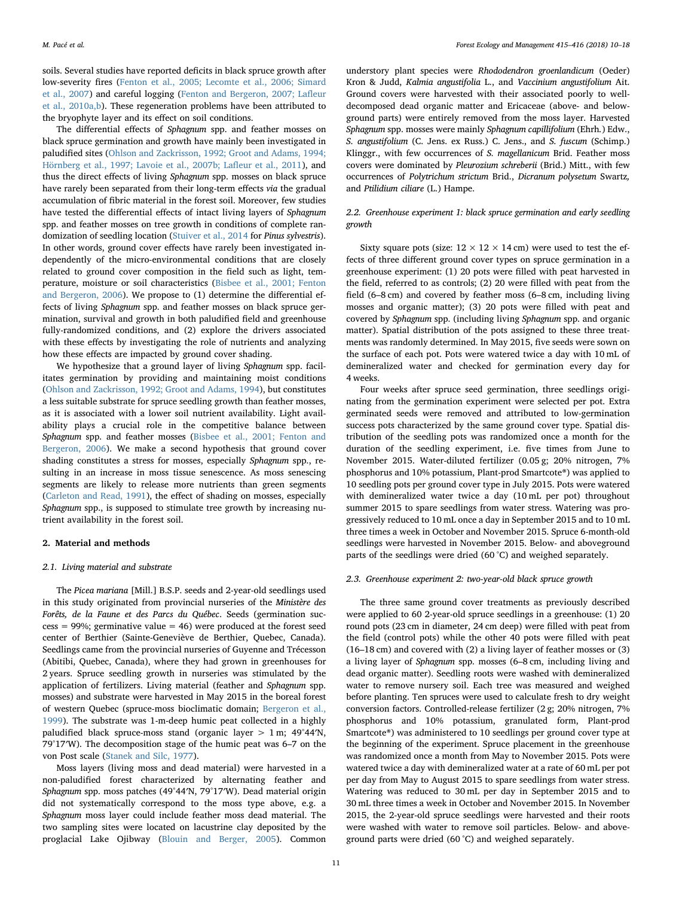soils. Several studies have reported deficits in black spruce growth after low-severity fires (Fenton et al., 2005; Lecomte et al., 2006; Simard et al., 2007) and careful logging (Fenton and Bergeron, 2007; Lafleur et al., 2010a,b). These regeneration problems have been attributed to the bryophyte layer and its effect on soil conditions.

The differential effects of *Sphagnum* spp. and feather mosses on black spruce germination and growth have mainly been investigated in paludified sites (Ohlson and Zackrisson, 1992; Groot and Adams, 1994; Hörnberg et al., 1997; Lavoie et al., 2007b; Lafleur et al., 2011), and thus the direct effects of living *Sphagnum* spp. mosses on black spruce have rarely been separated from their long-term effects *via* the gradual accumulation of fibric material in the forest soil. Moreover, few studies have tested the differential effects of intact living layers of *Sphagnum* spp. and feather mosses on tree growth in conditions of complete randomization of seedling location (Stuiver et al., 2014 for *Pinus sylvestris*). In other words, ground cover effects have rarely been investigated independently of the micro-environmental conditions that are closely related to ground cover composition in the field such as light, temperature, moisture or soil characteristics (Bisbee et al., 2001; Fenton and Bergeron, 2006). We propose to (1) determine the differential effects of living *Sphagnum* spp. and feather mosses on black spruce germination, survival and growth in both paludified field and greenhouse fully-randomized conditions, and (2) explore the drivers associated with these effects by investigating the role of nutrients and analyzing how these effects are impacted by ground cover shading.

We hypothesize that a ground layer of living *Sphagnum* spp. facilitates germination by providing and maintaining moist conditions (Ohlson and Zackrisson, 1992; Groot and Adams, 1994), but constitutes a less suitable substrate for spruce seedling growth than feather mosses, as it is associated with a lower soil nutrient availability. Light availability plays a crucial role in the competitive balance between *Sphagnum* spp. and feather mosses (Bisbee et al., 2001; Fenton and Bergeron, 2006). We make a second hypothesis that ground cover shading constitutes a stress for mosses, especially *Sphagnum* spp., resulting in an increase in moss tissue senescence. As moss senescing segments are likely to release more nutrients than green segments (Carleton and Read, 1991), the effect of shading on mosses, especially *Sphagnum* spp., is supposed to stimulate tree growth by increasing nutrient availability in the forest soil.

## 2. Material and methods

### 2.1. Living material and substrate

The *Picea mariana* [Mill.] B.S.P. seeds and 2-year-old seedlings used in this study originated from provincial nurseries of the *Ministère des Forêts, de la Faune et des Parcs du Québec*. Seeds (germination success = 99%; germinative value = 46) were produced at the forest seed center of Berthier (Sainte-Geneviève de Berthier, Quebec, Canada). Seedlings came from the provincial nurseries of Guyenne and Trécesson (Abitibi, Quebec, Canada), where they had grown in greenhouses for 2 years. Spruce seedling growth in nurseries was stimulated by the application of fertilizers. Living material (feather and *Sphagnum* spp. mosses) and substrate were harvested in May 2015 in the boreal forest of western Quebec (spruce-moss bioclimatic domain; Bergeron et al., 1999). The substrate was 1-m-deep humic peat collected in a highly paludified black spruce-moss stand (organic layer > 1 m; 49°44′N, 79°17′W). The decomposition stage of the humic peat was 6–7 on the von Post scale (Stanek and Silc, 1977).

Moss layers (living moss and dead material) were harvested in a non-paludified forest characterized by alternating feather and *Sphagnum* spp. moss patches (49°44′N, 79°17′W). Dead material origin did not systematically correspond to the moss type above, e.g. a *Sphagnum* moss layer could include feather moss dead material. The two sampling sites were located on lacustrine clay deposited by the proglacial Lake Ojibway (Blouin and Berger, 2005). Common understory plant species were *Rhododendron groenlandicum* (Oeder) Kron & Judd, *Kalmia angustifolia* L., and *Vaccinium angustifolium* Ait. Ground covers were harvested with their associated poorly to well-decomposed dead organic matter and Ericaceae (above- and below-ground parts) were entirely removed from the moss layer. Harvested *Sphagnum* spp. mosses were mainly *Sphagnum capillifolium* (Ehrh.) Edw., *S. angustifolium* (C. Jens. ex Russ.) C. Jens., and *S. fuscum* (Schimp.) Klinggr., with few occurrences of *S. magellanicum* Brid. Feather moss covers were dominated by *Pleurozium schreberii* (Brid.) Mitt., with few occurrences of *Polytrichum strictum* Brid., *Dicranum polysetum* Swartz, and *Ptilidium ciliare* (L.) Hampe.

### 2.2. Greenhouse experiment 1: black spruce germination and early seedling growth

Sixty square pots (size: 12 × 12 × 14 cm) were used to test the effects of three different ground cover types on spruce germination in a greenhouse experiment: (1) 20 pots were filled with peat harvested in the field, referred to as controls; (2) 20 were filled with peat from the field (6–8 cm) and covered by feather moss (6–8 cm, including living mosses and organic matter); (3) 20 pots were filled with peat and covered by *Sphagnum* spp. (including living *Sphagnum* spp. and organic matter). Spatial distribution of the pots assigned to these three treatments was randomly determined. In May 2015, five seeds were sown on the surface of each pot. Pots were watered twice a day with 10 mL of demineralized water and checked for germination every day for 4 weeks.

Four weeks after spruce seed germination, three seedlings originating from the germination experiment were selected per pot. Extra germinated seeds were removed and attributed to low-germination success pots characterized by the same ground cover type. Spatial distribution of the seedling pots was randomized once a month for the duration of the seedling experiment, i.e. five times from June to November 2015. Water-diluted fertilizer (0.05 g; 20% nitrogen, 7% phosphorus and 10% potassium, Plant-prod Smartcote®) was applied to 10 seedling pots per ground cover type in July 2015. Pots were watered with demineralized water twice a day (10 mL per pot) throughout summer 2015 to spare seedlings from water stress. Watering was progressively reduced to 10 mL once a day in September 2015 and to 10 mL three times a week in October and November 2015. Spruce 6-month-old seedlings were harvested in November 2015. Below- and aboveground parts of the seedlings were dried (60 °C) and weighed separately.

### 2.3. Greenhouse experiment 2: two-year-old black spruce growth

The three same ground cover treatments as previously described were applied to 60 2-year-old spruce seedlings in a greenhouse: (1) 20 round pots (23 cm in diameter, 24 cm deep) were filled with peat from the field (control pots) while the other 40 pots were filled with peat (16–18 cm) and covered with (2) a living layer of feather mosses or (3) a living layer of *Sphagnum* spp. mosses (6–8 cm, including living and dead organic matter). Seedling roots were washed with demineralized water to remove nursery soil. Each tree was measured and weighed before planting. Ten spruces were used to calculate fresh to dry weight conversion factors. Controlled-release fertilizer (2 g; 20% nitrogen, 7% phosphorus and 10% potassium, granulated form, Plant-prod Smartcote®) was administered to 10 seedlings per ground cover type at the beginning of the experiment. Spruce placement in the greenhouse was randomized once a month from May to November 2015. Pots were watered twice a day with demineralized water at a rate of 60 mL per pot per day from May to August 2015 to spare seedlings from water stress. Watering was reduced to 30 mL per day in September 2015 and to 30 mL three times a week in October and November 2015. In November 2015, the 2-year-old spruce seedlings were harvested and their roots were washed with water to remove soil particles. Below- and aboveground parts were dried (60 °C) and weighed separately.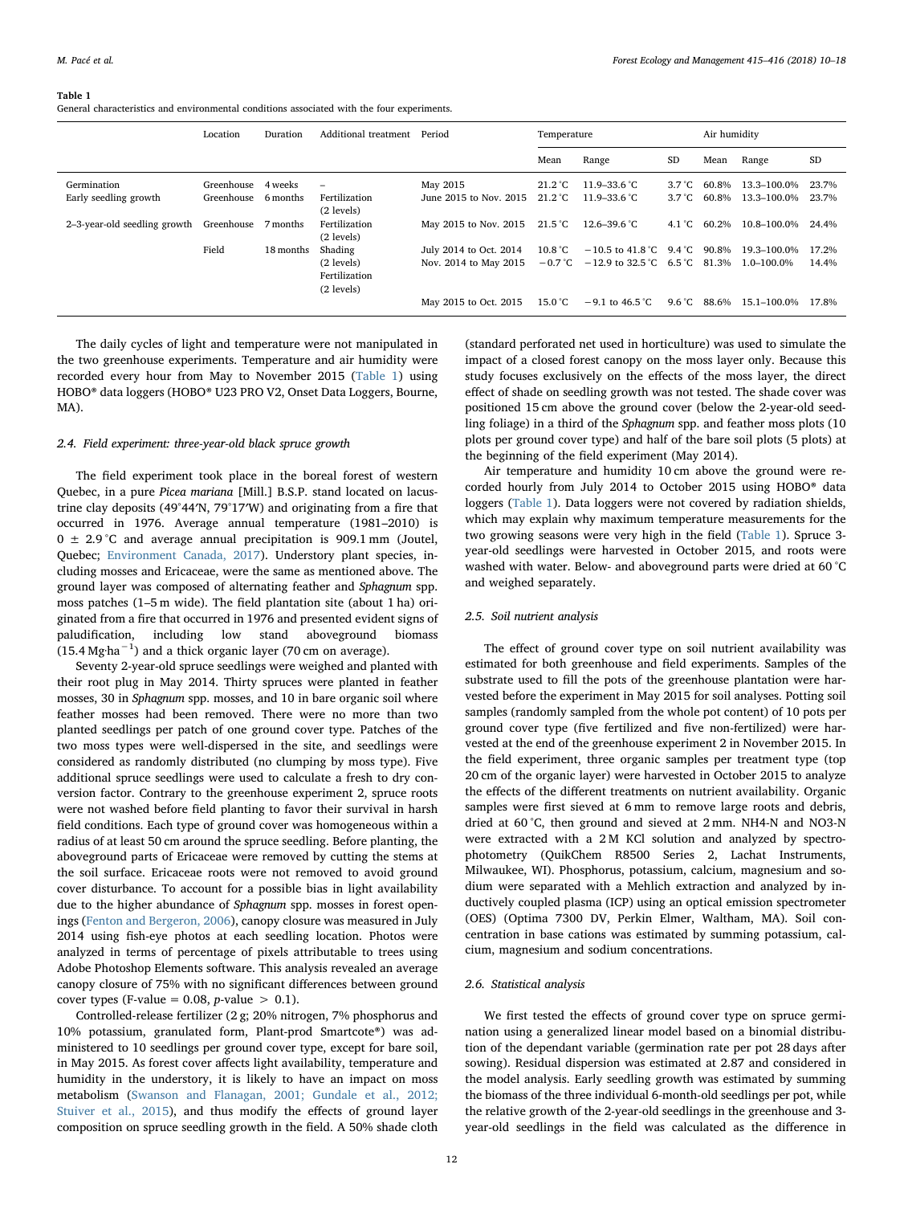**Table 1**
General characteristics and environmental conditions associated with the four experiments.

| | Location | Duration | Additional treatment | Period | Temperature | | | Air humidity | | |
|---|---|---|---|---|---|---|---|---|---|---|
| | | | | | Mean | Range | SD | Mean | Range | SD |
| Germination | Greenhouse | 4 weeks | – | May 2015 | 21.2 °C | 11.9–33.6 °C | 3.7 °C | 60.8% | 13.3–100.0% | 23.7% |
| Early seedling growth | Greenhouse | 6 months | Fertilization (2 levels) | June 2015 to Nov. 2015 | 21.2 °C | 11.9–33.6 °C | 3.7 °C | 60.8% | 13.3–100.0% | 23.7% |
| 2–3-year-old seedling growth | Greenhouse | 7 months | Fertilization (2 levels) | May 2015 to Nov. 2015 | 21.5 °C | 12.6–39.6 °C | 4.1 °C | 60.2% | 10.8–100.0% | 24.4% |
| | Field | 18 months | Shading (2 levels) Fertilization (2 levels) | July 2014 to Oct. 2014 | 10.8 °C | −10.5 to 41.8 °C | 9.4 °C | 90.8% | 19.3–100.0% | 17.2% |
| | | | | Nov. 2014 to May 2015 | −0.7 °C | −12.9 to 32.5 °C | 6.5 °C | 81.3% | 1.0–100.0% | 14.4% |
| | | | | May 2015 to Oct. 2015 | 15.0 °C | −9.1 to 46.5 °C | 9.6 °C | 88.6% | 15.1–100.0% | 17.8% |

The daily cycles of light and temperature were not manipulated in the two greenhouse experiments. Temperature and air humidity were recorded every hour from May to November 2015 (Table 1) using HOBO® data loggers (HOBO® U23 PRO V2, Onset Data Loggers, Bourne, MA).

### 2.4. Field experiment: three-year-old black spruce growth

The field experiment took place in the boreal forest of western Quebec, in a pure *Picea mariana* [Mill.] B.S.P. stand located on lacustrine clay deposits (49°44′N, 79°17′W) and originating from a fire that occurred in 1976. Average annual temperature (1981–2010) is 0 ± 2.9 °C and average annual precipitation is 909.1 mm (Joutel, Quebec; Environment Canada, 2017). Understory plant species, including mosses and Ericaceae, were the same as mentioned above. The ground layer was composed of alternating feather and *Sphagnum* spp. moss patches (1–5 m wide). The field plantation site (about 1 ha) originated from a fire that occurred in 1976 and presented evident signs of paludification, including low stand aboveground biomass (15.4 Mg·ha$^{-1}$) and a thick organic layer (70 cm on average).

Seventy 2-year-old spruce seedlings were weighed and planted with their root plug in May 2014. Thirty spruces were planted in feather mosses, 30 in *Sphagnum* spp. mosses, and 10 in bare organic soil where feather mosses had been removed. There were no more than two planted seedlings per patch of one ground cover type. Patches of the two moss types were well-dispersed in the site, and seedlings were considered as randomly distributed (no clumping by moss type). Five additional spruce seedlings were used to calculate a fresh to dry conversion factor. Contrary to the greenhouse experiment 2, spruce roots were not washed before field planting to favor their survival in harsh field conditions. Each type of ground cover was homogeneous within a radius of at least 50 cm around the spruce seedling. Before planting, the aboveground parts of Ericaceae were removed by cutting the stems at the soil surface. Ericaceae roots were not removed to avoid ground cover disturbance. To account for a possible bias in light availability due to the higher abundance of *Sphagnum* spp. mosses in forest openings (Fenton and Bergeron, 2006), canopy closure was measured in July 2014 using fish-eye photos at each seedling location. Photos were analyzed in terms of percentage of pixels attributable to trees using Adobe Photoshop Elements software. This analysis revealed an average canopy closure of 75% with no significant differences between ground cover types (F-value = 0.08, $p$-value > 0.1).

Controlled-release fertilizer (2 g; 20% nitrogen, 7% phosphorus and 10% potassium, granulated form, Plant-prod Smartcote®) was administered to 10 seedlings per ground cover type, except for bare soil, in May 2015. As forest cover affects light availability, temperature and humidity in the understory, it is likely to have an impact on moss metabolism (Swanson and Flanagan, 2001; Gundale et al., 2012; Stuiver et al., 2015), and thus modify the effects of ground layer composition on spruce seedling growth in the field. A 50% shade cloth (standard perforated net used in horticulture) was used to simulate the impact of a closed forest canopy on the moss layer only. Because this study focuses exclusively on the effects of the moss layer, the direct effect of shade on seedling growth was not tested. The shade cover was positioned 15 cm above the ground cover (below the 2-year-old seedling foliage) in a third of the *Sphagnum* spp. and feather moss plots (10 plots per ground cover type) and half of the bare soil plots (5 plots) at the beginning of the field experiment (May 2014).

Air temperature and humidity 10 cm above the ground were recorded hourly from July 2014 to October 2015 using HOBO® data loggers (Table 1). Data loggers were not covered by radiation shields, which may explain why maximum temperature measurements for the two growing seasons were very high in the field (Table 1). Spruce 3-year-old seedlings were harvested in October 2015, and roots were washed with water. Below- and aboveground parts were dried at 60 °C and weighed separately.

### 2.5. Soil nutrient analysis

The effect of ground cover type on soil nutrient availability was estimated for both greenhouse and field experiments. Samples of the substrate used to fill the pots of the greenhouse plantation were harvested before the experiment in May 2015 for soil analyses. Potting soil samples (randomly sampled from the whole pot content) of 10 pots per ground cover type (five fertilized and five non-fertilized) were harvested at the end of the greenhouse experiment 2 in November 2015. In the field experiment, three organic samples per treatment type (top 20 cm of the organic layer) were harvested in October 2015 to analyze the effects of the different treatments on nutrient availability. Organic samples were first sieved at 6 mm to remove large roots and debris, dried at 60 °C, then ground and sieved at 2 mm. NH4-N and NO3-N were extracted with a 2 M KCl solution and analyzed by spectrophotometry (QuikChem R8500 Series 2, Lachat Instruments, Milwaukee, WI). Phosphorus, potassium, calcium, magnesium and sodium were separated with a Mehlich extraction and analyzed by inductively coupled plasma (ICP) using an optical emission spectrometer (OES) (Optima 7300 DV, Perkin Elmer, Waltham, MA). Soil concentration in base cations was estimated by summing potassium, calcium, magnesium and sodium concentrations.

### 2.6. Statistical analysis

We first tested the effects of ground cover type on spruce germination using a generalized linear model based on a binomial distribution of the dependant variable (germination rate per pot 28 days after sowing). Residual dispersion was estimated at 2.87 and considered in the model analysis. Early seedling growth was estimated by summing the biomass of the three individual 6-month-old seedlings per pot, while the relative growth of the 2-year-old seedlings in the greenhouse and 3-year-old seedlings in the field was calculated as the difference in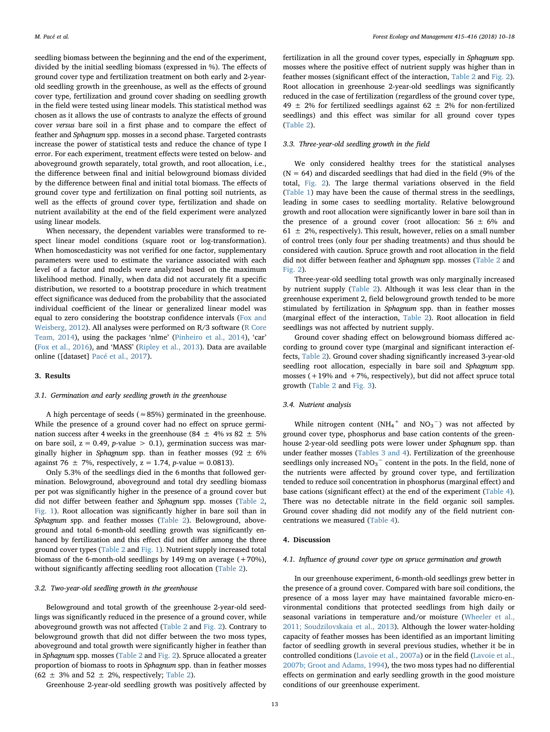seedling biomass between the beginning and the end of the experiment, divided by the initial seedling biomass (expressed in %). The effects of ground cover type and fertilization treatment on both early and 2-year-old seedling growth in the greenhouse, as well as the effects of ground cover type, fertilization and ground cover shading on seedling growth in the field were tested using linear models. This statistical method was chosen as it allows the use of contrasts to analyze the effects of ground cover *versus* bare soil in a first phase and to compare the effect of feather and *Sphagnum* spp. mosses in a second phase. Targeted contrasts increase the power of statistical tests and reduce the chance of type I error. For each experiment, treatment effects were tested on below- and aboveground growth separately, total growth, and root allocation, i.e., the difference between final and initial belowground biomass divided by the difference between final and initial total biomass. The effects of ground cover type and fertilization on final potting soil nutrients, as well as the effects of ground cover type, fertilization and shade on nutrient availability at the end of the field experiment were analyzed using linear models.

When necessary, the dependent variables were transformed to respect linear model conditions (square root or log-transformation). When homoscedasticity was not verified for one factor, supplementary parameters were used to estimate the variance associated with each level of a factor and models were analyzed based on the maximum likelihood method. Finally, when data did not accurately fit a specific distribution, we resorted to a bootstrap procedure in which treatment effect significance was deduced from the probability that the associated individual coefficient of the linear or generalized linear model was equal to zero considering the bootstrap confidence intervals (Fox and Weisberg, 2012). All analyses were performed on R/3 software (R Core Team, 2014), using the packages 'nlme' (Pinheiro et al., 2014), 'car' (Fox et al., 2016), and 'MASS' (Ripley et al., 2013). Data are available online ([dataset] Pacé et al., 2017).

## 3. Results

### 3.1. Germination and early seedling growth in the greenhouse

A high percentage of seeds (≈85%) germinated in the greenhouse. While the presence of a ground cover had no effect on spruce germination success after 4 weeks in the greenhouse (84 ± 4% *vs* 82 ± 5% on bare soil, $z = 0.49$, *p*-value > 0.1), germination success was marginally higher in *Sphagnum* spp. than in feather mosses (92 ± 6% against 76 ± 7%, respectively, $z = 1.74$, *p*-value = 0.0813).

Only 5.3% of the seedlings died in the 6 months that followed germination. Belowground, aboveground and total dry seedling biomass per pot was significantly higher in the presence of a ground cover but did not differ between feather and *Sphagnum* spp. mosses (Table 2, Fig. 1). Root allocation was significantly higher in bare soil than in *Sphagnum* spp. and feather mosses (Table 2). Belowground, aboveground and total 6-month-old seedling growth was significantly enhanced by fertilization and this effect did not differ among the three ground cover types (Table 2 and Fig. 1). Nutrient supply increased total biomass of the 6-month-old seedlings by 149 mg on average (+70%), without significantly affecting seedling root allocation (Table 2).

### 3.2. Two-year-old seedling growth in the greenhouse

Belowground and total growth of the greenhouse 2-year-old seedlings was significantly reduced in the presence of a ground cover, while aboveground growth was not affected (Table 2 and Fig. 2). Contrary to belowground growth that did not differ between the two moss types, aboveground and total growth were significantly higher in feather than in *Sphagnum* spp. mosses (Table 2 and Fig. 2). Spruce allocated a greater proportion of biomass to roots in *Sphagnum* spp. than in feather mosses (62 ± 3% and 52 ± 2%, respectively; Table 2).

Greenhouse 2-year-old seedling growth was positively affected by fertilization in all the ground cover types, especially in *Sphagnum* spp. mosses where the positive effect of nutrient supply was higher than in feather mosses (significant effect of the interaction, Table 2 and Fig. 2). Root allocation in greenhouse 2-year-old seedlings was significantly reduced in the case of fertilization (regardless of the ground cover type, 49 ± 2% for fertilized seedlings against 62 ± 2% for non-fertilized seedlings) and this effect was similar for all ground cover types (Table 2).

### 3.3. Three-year-old seedling growth in the field

We only considered healthy trees for the statistical analyses ($N = 64$) and discarded seedlings that had died in the field (9% of the total, Fig. 2). The large thermal variations observed in the field (Table 1) may have been the cause of thermal stress in the seedlings, leading in some cases to seedling mortality. Relative belowground growth and root allocation were significantly lower in bare soil than in the presence of a ground cover (root allocation: 56 ± 6% and 61 ± 2%, respectively). This result, however, relies on a small number of control trees (only four per shading treatments) and thus should be considered with caution. Spruce growth and root allocation in the field did not differ between feather and *Sphagnum* spp. mosses (Table 2 and Fig. 2).

Three-year-old seedling total growth was only marginally increased by nutrient supply (Table 2). Although it was less clear than in the greenhouse experiment 2, field belowground growth tended to be more stimulated by fertilization in *Sphagnum* spp. than in feather mosses (marginal effect of the interaction, Table 2). Root allocation in field seedlings was not affected by nutrient supply.

Ground cover shading effect on belowground biomass differed according to ground cover type (marginal and significant interaction effects, Table 2). Ground cover shading significantly increased 3-year-old seedling root allocation, especially in bare soil and *Sphagnum* spp. mosses (+19% and +7%, respectively), but did not affect spruce total growth (Table 2 and Fig. 3).

### 3.4. Nutrient analysis

While nitrogen content ($NH_4^+$ and $NO_3^-$) was not affected by ground cover type, phosphorus and base cation contents of the greenhouse 2-year-old seedling pots were lower under *Sphagnum* spp. than under feather mosses (Tables 3 and 4). Fertilization of the greenhouse seedlings only increased $NO_3^-$ content in the pots. In the field, none of the nutrients were affected by ground cover type, and fertilization tended to reduce soil concentration in phosphorus (marginal effect) and base cations (significant effect) at the end of the experiment (Table 4). There was no detectable nitrate in the field organic soil samples. Ground cover shading did not modify any of the field nutrient concentrations we measured (Table 4).

## 4. Discussion

### 4.1. Influence of ground cover type on spruce germination and growth

In our greenhouse experiment, 6-month-old seedlings grew better in the presence of a ground cover. Compared with bare soil conditions, the presence of a moss layer may have maintained favorable micro-environmental conditions that protected seedlings from high daily or seasonal variations in temperature and/or moisture (Wheeler et al., 2011; Soudzilovskaia et al., 2013). Although the lower water-holding capacity of feather mosses has been identified as an important limiting factor of seedling growth in several previous studies, whether it be in controlled conditions (Lavoie et al., 2007a) or in the field (Lavoie et al., 2007b; Groot and Adams, 1994), the two moss types had no differential effects on germination and early seedling growth in the good moisture conditions of our greenhouse experiment.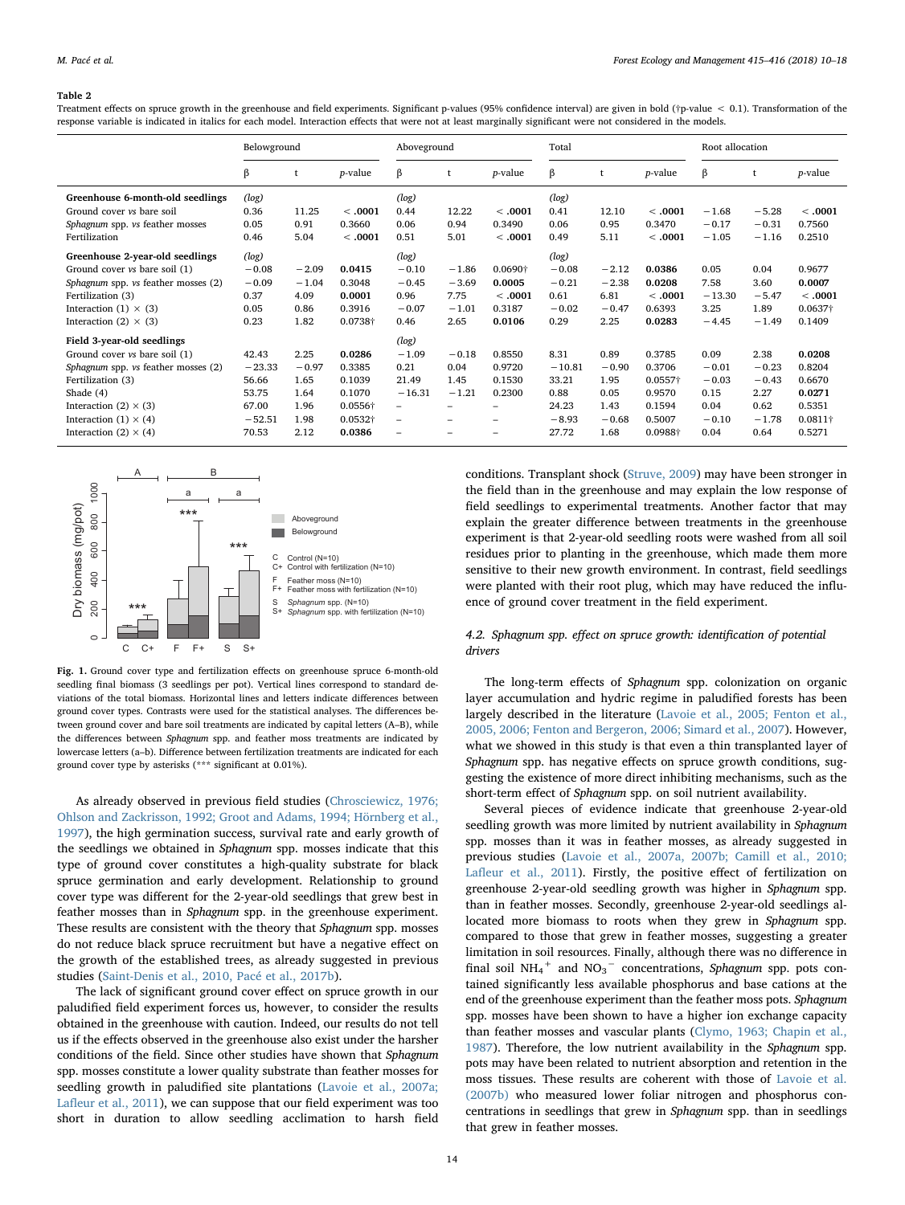**Table 2**
Treatment effects on spruce growth in the greenhouse and field experiments. Significant p-values (95% confidence interval) are given in bold (†p-value < 0.1). Transformation of the response variable is indicated in italics for each model. Interaction effects that were not at least marginally significant were not considered in the models.

| | Belowground | | | Aboveground | | | Total | | | Root allocation | | |
|---|---|---|---|---|---|---|---|---|---|---|---|---|
| | β | t | *p*-value | β | t | *p*-value | β | t | *p*-value | β | t | *p*-value |
| **Greenhouse 6-month-old seedlings** | *(log)* | | | *(log)* | | | *(log)* | | | | | |
| Ground cover *vs* bare soil | 0.36 | 11.25 | **< .0001** | 0.44 | 12.22 | **< .0001** | 0.41 | 12.10 | **< .0001** | −1.68 | −5.28 | **< .0001** |
| *Sphagnum* spp. *vs* feather mosses | 0.05 | 0.91 | 0.3660 | 0.06 | 0.94 | 0.3490 | 0.06 | 0.95 | 0.3470 | −0.17 | −0.31 | 0.7560 |
| Fertilization | 0.46 | 5.04 | **< .0001** | 0.51 | 5.01 | **< .0001** | 0.49 | 5.11 | **< .0001** | −1.05 | −1.16 | 0.2510 |
| **Greenhouse 2-year-old seedlings** | *(log)* | | | *(log)* | | | *(log)* | | | | | |
| Ground cover *vs* bare soil (1) | −0.08 | −2.09 | **0.0415** | −0.10 | −1.86 | 0.0690† | −0.08 | −2.12 | **0.0386** | 0.05 | 0.04 | 0.9677 |
| *Sphagnum* spp. *vs* feather mosses (2) | −0.09 | −1.04 | 0.3048 | −0.45 | −3.69 | **0.0005** | −0.21 | −2.38 | **0.0208** | 7.58 | 3.60 | **0.0007** |
| Fertilization (3) | 0.37 | 4.09 | **0.0001** | 0.96 | 7.75 | **< .0001** | 0.61 | 6.81 | **< .0001** | −13.30 | −5.47 | **< .0001** |
| Interaction (1) × (3) | 0.05 | 0.86 | 0.3916 | −0.07 | −1.01 | 0.3187 | −0.02 | −0.47 | 0.6393 | 3.25 | 1.89 | 0.0637† |
| Interaction (2) × (3) | 0.23 | 1.82 | 0.0738† | 0.46 | 2.65 | **0.0106** | 0.29 | 2.25 | **0.0283** | −4.45 | −1.49 | 0.1409 |
| **Field 3-year-old seedlings** | | | | *(log)* | | | | | | | | |
| Ground cover *vs* bare soil (1) | 42.43 | 2.25 | **0.0286** | −1.09 | −0.18 | 0.8550 | 8.31 | 0.89 | 0.3785 | 0.09 | 2.38 | **0.0208** |
| *Sphagnum* spp. *vs* feather mosses (2) | −23.33 | −0.97 | 0.3385 | 0.21 | 0.04 | 0.9720 | −10.81 | −0.90 | 0.3706 | −0.01 | −0.23 | 0.8204 |
| Fertilization (3) | 56.66 | 1.65 | 0.1039 | 21.49 | 1.45 | 0.1530 | 33.21 | 1.95 | 0.0557† | −0.03 | −0.43 | 0.6670 |
| Shade (4) | 53.75 | 1.64 | 0.1070 | −16.31 | −1.21 | 0.2300 | 0.88 | 0.05 | 0.9570 | 0.15 | 2.27 | **0.0271** |
| Interaction (2) × (3) | 67.00 | 1.96 | 0.0556† | – | – | – | 24.23 | 1.43 | 0.1594 | 0.04 | 0.62 | 0.5351 |
| Interaction (1) × (4) | −52.51 | 1.98 | 0.0532† | – | – | – | −8.93 | −0.68 | 0.5007 | −0.10 | −1.78 | 0.0811† |
| Interaction (2) × (4) | 70.53 | 2.12 | **0.0386** | – | – | – | 27.72 | 1.68 | 0.0988† | 0.04 | 0.64 | 0.5271 |

**Fig. 1.** Ground cover type and fertilization effects on greenhouse spruce 6-month-old seedling final biomass (3 seedlings per pot). Vertical lines correspond to standard deviations of the total biomass. Horizontal lines and letters indicate differences between ground cover types. Contrasts were used for the statistical analyses. The differences between ground cover and bare soil treatments are indicated by capital letters (A–B), while the differences between *Sphagnum* spp. and feather moss treatments are indicated by lowercase letters (a–b). Difference between fertilization treatments are indicated for each ground cover type by asterisks (*** significant at 0.01%).

As already observed in previous field studies (Chrosciewicz, 1976; Ohlson and Zackrisson, 1992; Groot and Adams, 1994; Hörnberg et al., 1997), the high germination success, survival rate and early growth of the seedlings we obtained in *Sphagnum* spp. mosses indicate that this type of ground cover constitutes a high-quality substrate for black spruce germination and early development. Relationship to ground cover type was different for the 2-year-old seedlings that grew best in feather mosses than in *Sphagnum* spp. in the greenhouse experiment. These results are consistent with the theory that *Sphagnum* spp. mosses do not reduce black spruce recruitment but have a negative effect on the growth of the established trees, as already suggested in previous studies (Saint-Denis et al., 2010, Pacé et al., 2017b).

The lack of significant ground cover effect on spruce growth in our paludified field experiment forces us, however, to consider the results obtained in the greenhouse with caution. Indeed, our results do not tell us if the effects observed in the greenhouse also exist under the harsher conditions of the field. Since other studies have shown that *Sphagnum* spp. mosses constitute a lower quality substrate than feather mosses for seedling growth in paludified site plantations (Lavoie et al., 2007a; Lafleur et al., 2011), we can suppose that our field experiment was too short in duration to allow seedling acclimation to harsh field conditions. Transplant shock (Struve, 2009) may have been stronger in the field than in the greenhouse and may explain the low response of field seedlings to experimental treatments. Another factor that may explain the greater difference between treatments in the greenhouse experiment is that 2-year-old seedling roots were washed from all soil residues prior to planting in the greenhouse, which made them more sensitive to their new growth environment. In contrast, field seedlings were planted with their root plug, which may have reduced the influence of ground cover treatment in the field experiment.

### 4.2. *Sphagnum* spp. effect on spruce growth: identification of potential drivers

The long-term effects of *Sphagnum* spp. colonization on organic layer accumulation and hydric regime in paludified forests has been largely described in the literature (Lavoie et al., 2005; Fenton et al., 2005, 2006; Fenton and Bergeron, 2006; Simard et al., 2007). However, what we showed in this study is that even a thin transplanted layer of *Sphagnum* spp. has negative effects on spruce growth conditions, suggesting the existence of more direct inhibiting mechanisms, such as the short-term effect of *Sphagnum* spp. on soil nutrient availability.

Several pieces of evidence indicate that greenhouse 2-year-old seedling growth was more limited by nutrient availability in *Sphagnum* spp. mosses than it was in feather mosses, as already suggested in previous studies (Lavoie et al., 2007a, 2007b; Camill et al., 2010; Lafleur et al., 2011). Firstly, the positive effect of fertilization on greenhouse 2-year-old seedling growth was higher in *Sphagnum* spp. than in feather mosses. Secondly, greenhouse 2-year-old seedlings allocated more biomass to roots when they grew in *Sphagnum* spp. compared to those that grew in feather mosses, suggesting a greater limitation in soil resources. Finally, although there was no difference in final soil $NH_4^+$ and $NO_3^-$ concentrations, *Sphagnum* spp. pots contained significantly less available phosphorus and base cations at the end of the greenhouse experiment than the feather moss pots. *Sphagnum* spp. mosses have been shown to have a higher ion exchange capacity than feather mosses and vascular plants (Clymo, 1963; Chapin et al., 1987). Therefore, the low nutrient availability in the *Sphagnum* spp. pots may have been related to nutrient absorption and retention in the moss tissues. These results are coherent with those of Lavoie et al. (2007b) who measured lower foliar nitrogen and phosphorus concentrations in seedlings that grew in *Sphagnum* spp. than in seedlings that grew in feather mosses.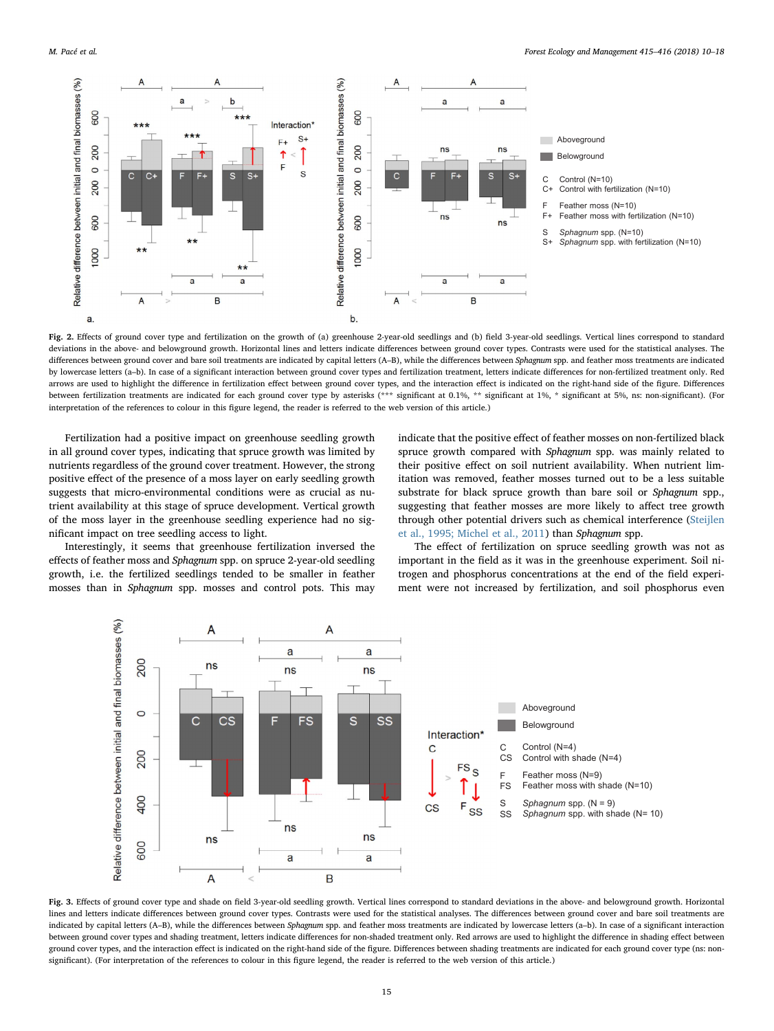A

A

a > b

\*\*\*

\*\*\*

\*\*\*

Interaction\*

F+ S+

F < S

Relative difference between initial and final biomasses (%)

600 200 0 200 600 1000

C C+ F F+ S S+

\*\*

\*\*

\*\*

a a

A > B

a.

A

A

a a

ns ns

C F F+ S S+

ns ns

a a

A < B

Relative difference between initial and final biomasses (%)

600 200 0 200 600 1000

b.

Aboveground

Belowground

C Control (N=10)
C+ Control with fertilization (N=10)

F Feather moss (N=10)
F+ Feather moss with fertilization (N=10)

S *Sphagnum* spp. (N=10)
S+ *Sphagnum* spp. with fertilization (N=10)

**Fig. 2.** Effects of ground cover type and fertilization on the growth of (a) greenhouse 2-year-old seedlings and (b) field 3-year-old seedlings. Vertical lines correspond to standard deviations in the above- and belowground growth. Horizontal lines and letters indicate differences between ground cover types. Contrasts were used for the statistical analyses. The differences between ground cover and bare soil treatments are indicated by capital letters (A–B), while the differences between *Sphagnum* spp. and feather moss treatments are indicated by lowercase letters (a–b). In case of a significant interaction between ground cover types and fertilization treatment, letters indicate differences for non-fertilized treatment only. Red arrows are used to highlight the difference in fertilization effect between ground cover types, and the interaction effect is indicated on the right-hand side of the figure. Differences between fertilization treatments are indicated for each ground cover type by asterisks (\*\*\* significant at 0.1%, \*\* significant at 1%, \* significant at 5%, ns: non-significant). (For interpretation of the references to colour in this figure legend, the reader is referred to the web version of this article.)

Fertilization had a positive impact on greenhouse seedling growth in all ground cover types, indicating that spruce growth was limited by nutrients regardless of the ground cover treatment. However, the strong positive effect of the presence of a moss layer on early seedling growth suggests that micro-environmental conditions were as crucial as nutrient availability at this stage of spruce development. Vertical growth of the moss layer in the greenhouse seedling experience had no significant impact on tree seedling access to light.

Interestingly, it seems that greenhouse fertilization inversed the effects of feather moss and *Sphagnum* spp. on spruce 2-year-old seedling growth, i.e. the fertilized seedlings tended to be smaller in feather mosses than in *Sphagnum* spp. mosses and control pots. This may indicate that the positive effect of feather mosses on non-fertilized black spruce growth compared with *Sphagnum* spp. was mainly related to their positive effect on soil nutrient availability. When nutrient limitation was removed, feather mosses turned out to be a less suitable substrate for black spruce growth than bare soil or *Sphagnum* spp., suggesting that feather mosses are more likely to affect tree growth through other potential drivers such as chemical interference (Steijlen et al., 1995; Michel et al., 2011) than *Sphagnum* spp.

The effect of fertilization on spruce seedling growth was not as important in the field as it was in the greenhouse experiment. Soil nitrogen and phosphorus concentrations at the end of the field experiment were not increased by fertilization, and soil phosphorus even

A

A

a a

ns ns ns

C CS F FS S SS

ns ns ns

a a

A < B

Relative difference between initial and final biomasses (%)

200 0 200 400 600

Interaction\*

C > FS S

CS F SS

Aboveground

Belowground

C Control (N=4)
CS Control with shade (N=4)

F Feather moss (N=9)
FS Feather moss with shade (N=10)

S *Sphagnum* spp. (N = 9)
SS *Sphagnum* spp. with shade (N= 10)

**Fig. 3.** Effects of ground cover type and shade on field 3-year-old seedling growth. Vertical lines correspond to standard deviations in the above- and belowground growth. Horizontal lines and letters indicate differences between ground cover types. Contrasts were used for the statistical analyses. The differences between ground cover and bare soil treatments are indicated by capital letters (A–B), while the differences between *Sphagnum* spp. and feather moss treatments are indicated by lowercase letters (a–b). In case of a significant interaction between ground cover types and shading treatment, letters indicate differences for non-shaded treatment only. Red arrows are used to highlight the difference in shading effect between ground cover types, and the interaction effect is indicated on the right-hand side of the figure. Differences between shading treatments are indicated for each ground cover type (ns: non-significant). (For interpretation of the references to colour in this figure legend, the reader is referred to the web version of this article.)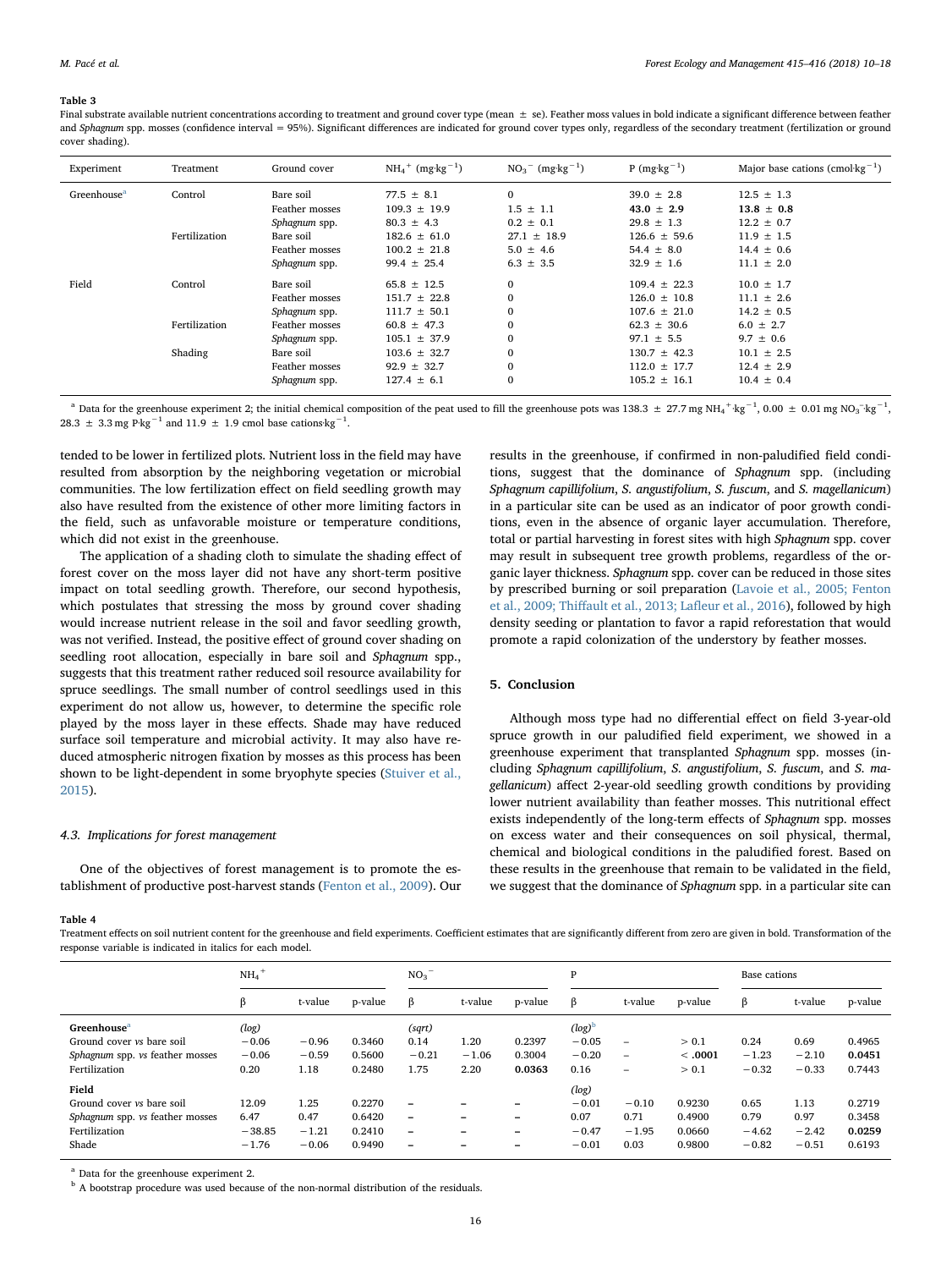**Table 3**

Final substrate available nutrient concentrations according to treatment and ground cover type (mean ± se). Feather moss values in bold indicate a significant difference between feather and *Sphagnum* spp. mosses (confidence interval = 95%). Significant differences are indicated for ground cover types only, regardless of the secondary treatment (fertilization or ground cover shading).

| Experiment | Treatment | Ground cover | $NH_4^+$ ($mg \cdot kg^{-1}$) | $NO_3^-$ ($mg \cdot kg^{-1}$) | P ($mg \cdot kg^{-1}$) | Major base cations ($cmol \cdot kg^{-1}$) |
|---|---|---|---|---|---|---|
| Greenhouse[a] | Control | Bare soil | 77.5 ± 8.1 | 0 | 39.0 ± 2.8 | 12.5 ± 1.3 |
| | | Feather mosses | 109.3 ± 19.9 | 1.5 ± 1.1 | **43.0 ± 2.9** | **13.8 ± 0.8** |
| | | *Sphagnum* spp. | 80.3 ± 4.3 | 0.2 ± 0.1 | 29.8 ± 1.3 | 12.2 ± 0.7 |
| | Fertilization | Bare soil | 182.6 ± 61.0 | 27.1 ± 18.9 | 126.6 ± 59.6 | 11.9 ± 1.5 |
| | | Feather mosses | 100.2 ± 21.8 | 5.0 ± 4.6 | 54.4 ± 8.0 | 14.4 ± 0.6 |
| | | *Sphagnum* spp. | 99.4 ± 25.4 | 6.3 ± 3.5 | 32.9 ± 1.6 | 11.1 ± 2.0 |
| Field | Control | Bare soil | 65.8 ± 12.5 | 0 | 109.4 ± 22.3 | 10.0 ± 1.7 |
| | | Feather mosses | 151.7 ± 22.8 | 0 | 126.0 ± 10.8 | 11.1 ± 2.6 |
| | | *Sphagnum* spp. | 111.7 ± 50.1 | 0 | 107.6 ± 21.0 | 14.2 ± 0.5 |
| | Fertilization | Feather mosses | 60.8 ± 47.3 | 0 | 62.3 ± 30.6 | 6.0 ± 2.7 |
| | | *Sphagnum* spp. | 105.1 ± 37.9 | 0 | 97.1 ± 5.5 | 9.7 ± 0.6 |
| | Shading | Bare soil | 103.6 ± 32.7 | 0 | 130.7 ± 42.3 | 10.1 ± 2.5 |
| | | Feather mosses | 92.9 ± 32.7 | 0 | 112.0 ± 17.7 | 12.4 ± 2.9 |
| | | *Sphagnum* spp. | 127.4 ± 6.1 | 0 | 105.2 ± 16.1 | 10.4 ± 0.4 |

[a] Data for the greenhouse experiment 2; the initial chemical composition of the peat used to fill the greenhouse pots was 138.3 ± 27.7 mg $NH_4^+ \cdot kg^{-1}$, 0.00 ± 0.01 mg $NO_3^- \cdot kg^{-1}$, 28.3 ± 3.3 mg $P \cdot kg^{-1}$ and 11.9 ± 1.9 cmol base cations$\cdot kg^{-1}$.

tended to be lower in fertilized plots. Nutrient loss in the field may have resulted from absorption by the neighboring vegetation or microbial communities. The low fertilization effect on field seedling growth may also have resulted from the existence of other more limiting factors in the field, such as unfavorable moisture or temperature conditions, which did not exist in the greenhouse.

The application of a shading cloth to simulate the shading effect of forest cover on the moss layer did not have any short-term positive impact on total seedling growth. Therefore, our second hypothesis, which postulates that stressing the moss by ground cover shading would increase nutrient release in the soil and favor seedling growth, was not verified. Instead, the positive effect of ground cover shading on seedling root allocation, especially in bare soil and *Sphagnum* spp., suggests that this treatment rather reduced soil resource availability for spruce seedlings. The small number of control seedlings used in this experiment do not allow us, however, to determine the specific role played by the moss layer in these effects. Shade may have reduced surface soil temperature and microbial activity. It may also have reduced atmospheric nitrogen fixation by mosses as this process has been shown to be light-dependent in some bryophyte species (Stuiver et al., 2015).

### 4.3. Implications for forest management

One of the objectives of forest management is to promote the establishment of productive post-harvest stands (Fenton et al., 2009). Our results in the greenhouse, if confirmed in non-paludified field conditions, suggest that the dominance of *Sphagnum* spp. (including *Sphagnum capillifolium*, *S. angustifolium*, *S. fuscum*, and *S. magellanicum*) in a particular site can be used as an indicator of poor growth conditions, even in the absence of organic layer accumulation. Therefore, total or partial harvesting in forest sites with high *Sphagnum* spp. cover may result in subsequent tree growth problems, regardless of the organic layer thickness. *Sphagnum* spp. cover can be reduced in those sites by prescribed burning or soil preparation (Lavoie et al., 2005; Fenton et al., 2009; Thiffault et al., 2013; Lafleur et al., 2016), followed by high density seeding or plantation to favor a rapid reforestation that would promote a rapid colonization of the understory by feather mosses.

## 5. Conclusion

Although moss type had no differential effect on field 3-year-old spruce growth in our paludified field experiment, we showed in a greenhouse experiment that transplanted *Sphagnum* spp. mosses (including *Sphagnum capillifolium*, *S. angustifolium*, *S. fuscum*, and *S. magellanicum*) affect 2-year-old seedling growth conditions by providing lower nutrient availability than feather mosses. This nutritional effect exists independently of the long-term effects of *Sphagnum* spp. mosses on excess water and their consequences on soil physical, thermal, chemical and biological conditions in the paludified forest. Based on these results in the greenhouse that remain to be validated in the field, we suggest that the dominance of *Sphagnum* spp. in a particular site can

**Table 4**

Treatment effects on soil nutrient content for the greenhouse and field experiments. Coefficient estimates that are significantly different from zero are given in bold. Transformation of the response variable is indicated in italics for each model.

| | $NH_4^+$ | | | $NO_3^-$ | | | P | | | Base cations | | |
|---|---|---|---|---|---|---|---|---|---|---|---|---|
| | β | t-value | p-value | β | t-value | p-value | β | t-value | p-value | β | t-value | p-value |
| **Greenhouse**[a] | *(log)* | | | *(sqrt)* | | | *(log)*[b] | | | | | |
| Ground cover *vs* bare soil | −0.06 | −0.96 | 0.3460 | 0.14 | 1.20 | 0.2397 | −0.05 | – | > 0.1 | 0.24 | 0.69 | 0.4965 |
| *Sphagnum* spp. *vs* feather mosses | −0.06 | −0.59 | 0.5600 | −0.21 | −1.06 | 0.3004 | −0.20 | – | **< .0001** | −1.23 | −2.10 | **0.0451** |
| Fertilization | 0.20 | 1.18 | 0.2480 | 1.75 | 2.20 | **0.0363** | 0.16 | – | > 0.1 | −0.32 | −0.33 | 0.7443 |
| **Field** | | | | | | | *(log)* | | | | | |
| Ground cover *vs* bare soil | 12.09 | 1.25 | 0.2270 | – | – | – | −0.01 | −0.10 | 0.9230 | 0.65 | 1.13 | 0.2719 |
| *Sphagnum* spp. *vs* feather mosses | 6.47 | 0.47 | 0.6420 | – | – | – | 0.07 | 0.71 | 0.4900 | 0.79 | 0.97 | 0.3458 |
| Fertilization | −38.85 | −1.21 | 0.2410 | – | – | – | −0.47 | −1.95 | 0.0660 | −4.62 | −2.42 | **0.0259** |
| Shade | −1.76 | −0.06 | 0.9490 | – | – | – | −0.01 | 0.03 | 0.9800 | −0.82 | −0.51 | 0.6193 |

[a] Data for the greenhouse experiment 2.

[b] A bootstrap procedure was used because of the non-normal distribution of the residuals.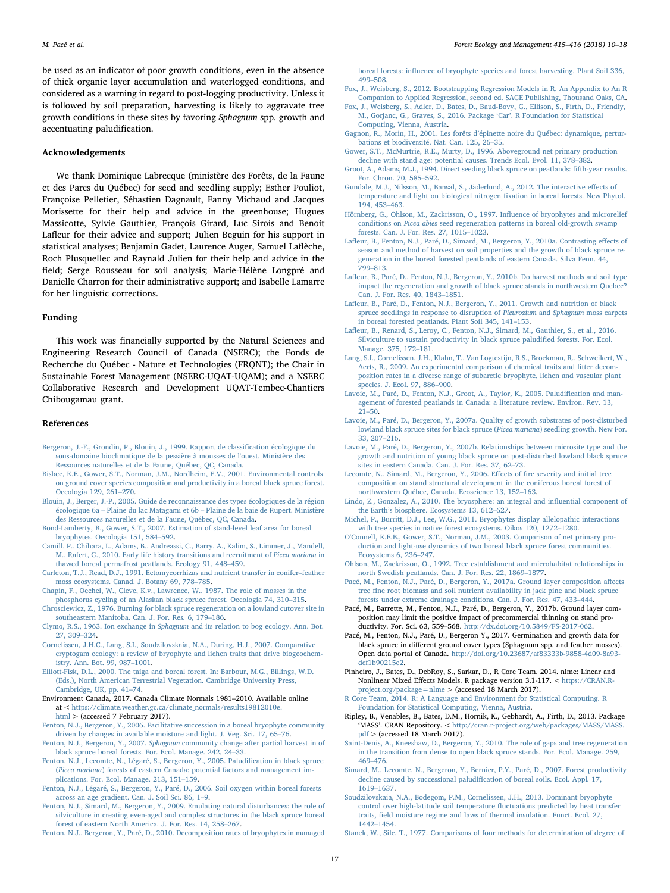be used as an indicator of poor growth conditions, even in the absence of thick organic layer accumulation and waterlogged conditions, and considered as a warning in regard to post-logging productivity. Unless it is followed by soil preparation, harvesting is likely to aggravate tree growth conditions in these sites by favoring *Sphagnum* spp. growth and accentuating paludification.

## Acknowledgements

We thank Dominique Labrecque (ministère des Forêts, de la Faune et des Parcs du Québec) for seed and seedling supply; Esther Pouliot, Françoise Pelletier, Sébastien Dagnault, Fanny Michaud and Jacques Morissette for their help and advice in the greenhouse; Hugues Massicotte, Sylvie Gauthier, François Girard, Luc Sirois and Benoit Lafleur for their advice and support; Julien Beguin for his support in statistical analyses; Benjamin Gadet, Laurence Auger, Samuel Laflèche, Roch Plusquellec and Raynald Julien for their help and advice in the field; Serge Rousseau for soil analysis; Marie-Hélène Longpré and Danielle Charron for their administrative support; and Isabelle Lamarre for her linguistic corrections.

## Funding

This work was financially supported by the Natural Sciences and Engineering Research Council of Canada (NSERC); the Fonds de Recherche du Québec - Nature et Technologies (FRQNT); the Chair in Sustainable Forest Management (NSERC-UQAT-UQAM); and a NSERC Collaborative Research and Development UQAT-Tembec-Chantiers Chibougamau grant.

## References

Bergeron, J.-F., Grondin, P., Blouin, J., 1999. Rapport de classification écologique du sous-domaine bioclimatique de la pessière à mousses de l'ouest. Ministère des Ressources naturelles et de la Faune, Québec, QC, Canada.

Bisbee, K.E., Gower, S.T., Norman, J.M., Nordheim, E.V., 2001. Environmental controls on ground cover species composition and productivity in a boreal black spruce forest. Oecologia 129, 261–270.

Blouin, J., Berger, J.-P., 2005. Guide de reconnaissance des types écologiques de la région écologique 6a – Plaine du lac Matagami et 6b – Plaine de la baie de Rupert. Ministère des Ressources naturelles et de la Faune, Québec, QC, Canada.

Bond-Lamberty, B., Gower, S.T., 2007. Estimation of stand-level leaf area for boreal bryophytes. Oecologia 151, 584–592.

Camill, P., Chihara, L., Adams, B., Andreassi, C., Barry, A., Kalim, S., Limmer, J., Mandell, M., Rafert, G., 2010. Early life history transitions and recruitment of *Picea mariana* in thawed boreal permafrost peatlands. Ecology 91, 448–459.

Carleton, T.J., Read, D.J., 1991. Ectomycorrhizas and nutrient transfer in conifer–feather moss ecosystems. Canad. J. Botany 69, 778–785.

Chapin, F., Oechel, W., Cleve, K.v., Lawrence, W., 1987. The role of mosses in the phosphorus cycling of an Alaskan black spruce forest. Oecologia 74, 310–315.

Chrosciewicz, Z., 1976. Burning for black spruce regeneration on a lowland cutover site in southeastern Manitoba. Can. J. For. Res. 6, 179–186.

Clymo, R.S., 1963. Ion exchange in *Sphagnum* and its relation to bog ecology. Ann. Bot. 27, 309–324.

Cornelissen, J.H.C., Lang, S.I., Soudzilovskaia, N.A., During, H.J., 2007. Comparative cryptogam ecology: a review of bryophyte and lichen traits that drive biogeochemistry. Ann. Bot. 99, 987–1001.

Elliott-Fisk, D.L., 2000. The taiga and boreal forest. In: Barbour, M.G., Billings, W.D. (Eds.), North American Terrestrial Vegetation. Cambridge University Press, Cambridge, UK, pp. 41–74.

Environment Canada, 2017. Canada Climate Normals 1981–2010. Available online at < https://climate.weather.gc.ca/climate_normals/results19812010e.html > (accessed 7 February 2017).

Fenton, N.J., Bergeron, Y., 2006. Facilitative succession in a boreal bryophyte community driven by changes in available moisture and light. J. Veg. Sci. 17, 65–76.

Fenton, N.J., Bergeron, Y., 2007. *Sphagnum* community change after partial harvest in of black spruce boreal forests. For. Ecol. Manage. 242, 24–33.

Fenton, N.J., Lecomte, N., Légaré, S., Bergeron, Y., 2005. Paludification in black spruce (*Picea mariana*) forests of eastern Canada: potential factors and management implications. For. Ecol. Manage. 213, 151–159.

Fenton, N.J., Légaré, S., Bergeron, Y., Paré, D., 2006. Soil oxygen within boreal forests across an age gradient. Can. J. Soil Sci. 86, 1–9.

Fenton, N.J., Simard, M., Bergeron, Y., 2009. Emulating natural disturbances: the role of silviculture in creating even-aged and complex structures in the black spruce boreal forest of eastern North America. J. For. Res. 14, 258–267.

Fenton, N.J., Bergeron, Y., Paré, D., 2010. Decomposition rates of bryophytes in managed boreal forests: influence of bryophyte species and forest harvesting. Plant Soil 336, 499–508.

Fox, J., Weisberg, S., 2012. Bootstrapping Regression Models in R. An Appendix to An R Companion to Applied Regression, second ed. SAGE Publishing, Thousand Oaks, CA.

Fox, J., Weisberg, S., Adler, D., Bates, D., Baud-Bovy, G., Ellison, S., Firth, D., Friendly, M., Gorjanc, G., Graves, S., 2016. Package 'Car'. R Foundation for Statistical Computing, Vienna, Austria.

Gagnon, R., Morin, H., 2001. Les forêts d'épinette noire du Québec: dynamique, perturbations et biodiversité. Nat. Can. 125, 26–35.

Gower, S.T., McMurtrie, R.E., Murty, D., 1996. Aboveground net primary production decline with stand age: potential causes. Trends Ecol. Evol. 11, 378–382.

Groot, A., Adams, M.J., 1994. Direct seeding black spruce on peatlands: fifth-year results. For. Chron. 70, 585–592.

Gundale, M.J., Nilsson, M., Bansal, S., Jäderlund, A., 2012. The interactive effects of temperature and light on biological nitrogen fixation in boreal forests. New Phytol. 194, 453–463.

Hörnberg, G., Ohlson, M., Zackrisson, O., 1997. Influence of bryophytes and microrelief conditions on *Picea abies* seed regeneration patterns in boreal old-growth swamp forests. Can. J. For. Res. 27, 1015–1023.

Lafleur, B., Fenton, N.J., Paré, D., Simard, M., Bergeron, Y., 2010a. Contrasting effects of season and method of harvest on soil properties and the growth of black spruce regeneration in the boreal forested peatlands of eastern Canada. Silva Fenn. 44, 799–813.

Lafleur, B., Paré, D., Fenton, N.J., Bergeron, Y., 2010b. Do harvest methods and soil type impact the regeneration and growth of black spruce stands in northwestern Quebec? Can. J. For. Res. 40, 1843–1851.

Lafleur, B., Paré, D., Fenton, N.J., Bergeron, Y., 2011. Growth and nutrition of black spruce seedlings in response to disruption of *Pleurozium* and *Sphagnum* moss carpets in boreal forested peatlands. Plant Soil 345, 141–153.

Lafleur, B., Renard, S., Leroy, C., Fenton, N.J., Simard, M., Gauthier, S., et al., 2016. Silviculture to sustain productivity in black spruce paludified forests. For. Ecol. Manage. 375, 172–181.

Lang, S.I., Cornelissen, J.H., Klahn, T., Van Logtestijn, R.S., Broekman, R., Schweikert, W., Aerts, R., 2009. An experimental comparison of chemical traits and litter decomposition rates in a diverse range of subarctic bryophyte, lichen and vascular plant species. J. Ecol. 97, 886–900.

Lavoie, M., Paré, D., Fenton, N.J., Groot, A., Taylor, K., 2005. Paludification and management of forested peatlands in Canada: a literature review. Environ. Rev. 13, 21–50.

Lavoie, M., Paré, D., Bergeron, Y., 2007a. Quality of growth substrates of post-disturbed lowland black spruce sites for black spruce (*Picea mariana*) seedling growth. New For. 33, 207–216.

Lavoie, M., Paré, D., Bergeron, Y., 2007b. Relationships between microsite type and the growth and nutrition of young black spruce on post-disturbed lowland black spruce sites in eastern Canada. Can. J. For. Res. 37, 62–73.

Lecomte, N., Simard, M., Bergeron, Y., 2006. Effects of fire severity and initial tree composition on stand structural development in the coniferous boreal forest of northwestern Québec, Canada. Ecoscience 13, 152–163.

Lindo, Z., Gonzalez, A., 2010. The bryosphere: an integral and influential component of the Earth's biosphere. Ecosystems 13, 612–627.

Michel, P., Burritt, D.J., Lee, W.G., 2011. Bryophytes display allelopathic interactions with tree species in native forest ecosystems. Oikos 120, 1272–1280.

O'Connell, K.E.B., Gower, S.T., Norman, J.M., 2003. Comparison of net primary production and light-use dynamics of two boreal black spruce forest communities. Ecosystems 6, 236–247.

Ohlson, M., Zackrisson, O., 1992. Tree establishment and microhabitat relationships in north Swedish peatlands. Can. J. For. Res. 22, 1869–1877.

Pacé, M., Fenton, N.J., Paré, D., Bergeron, Y., 2017a. Ground layer composition affects tree fine root biomass and soil nutrient availability in jack pine and black spruce forests under extreme drainage conditions. Can. J. For. Res. 47, 433–444.

Pacé, M., Barrette, M., Fenton, N.J., Paré, D., Bergeron, Y., 2017b. Ground layer composition may limit the positive impact of precommercial thinning on stand productivity. For. Sci. 63, 559–568. http://dx.doi.org/10.5849/FS-2017-062.

Pacé, M., Fenton, N.J., Paré, D., Bergeron, Y., 2017. Germination and growth data for black spruce in different ground cover types (Sphagnum spp. and feather mosses). Open data portal of Canada. http://doi.org/10.23687/af83333b-9858-4d09-8a93-dcf1b90215e2.

Pinheiro, J., Bates, D., DebRoy, S., Sarkar, D., R Core Team, 2014. nlme: Linear and Nonlinear Mixed Effects Models. R package version 3.1-117. < https://CRAN.R-project.org/package=nlme > (accessed 18 March 2017).

R Core Team, 2014. R: A Language and Environment for Statistical Computing. R Foundation for Statistical Computing, Vienna, Austria.

Ripley, B., Venables, B., Bates, D.M., Hornik, K., Gebhardt, A., Firth, D., 2013. Package 'MASS'. CRAN Repository. < http://cran.r-project.org/web/packages/MASS/MASS.pdf > (accessed 18 March 2017).

Saint-Denis, A., Kneeshaw, D., Bergeron, Y., 2010. The role of gaps and tree regeneration in the transition from dense to open black spruce stands. For. Ecol. Manage. 259, 469–476.

Simard, M., Lecomte, N., Bergeron, Y., Bernier, P.Y., Paré, D., 2007. Forest productivity decline caused by successional paludification of boreal soils. Ecol. Appl. 17, 1619–1637.

Soudzilovskaia, N.A., Bodegom, P.M., Cornelissen, J.H., 2013. Dominant bryophyte control over high-latitude soil temperature fluctuations predicted by heat transfer traits, field moisture regime and laws of thermal insulation. Funct. Ecol. 27, 1442–1454.

Stanek, W., Silc, T., 1977. Comparisons of four methods for determination of degree of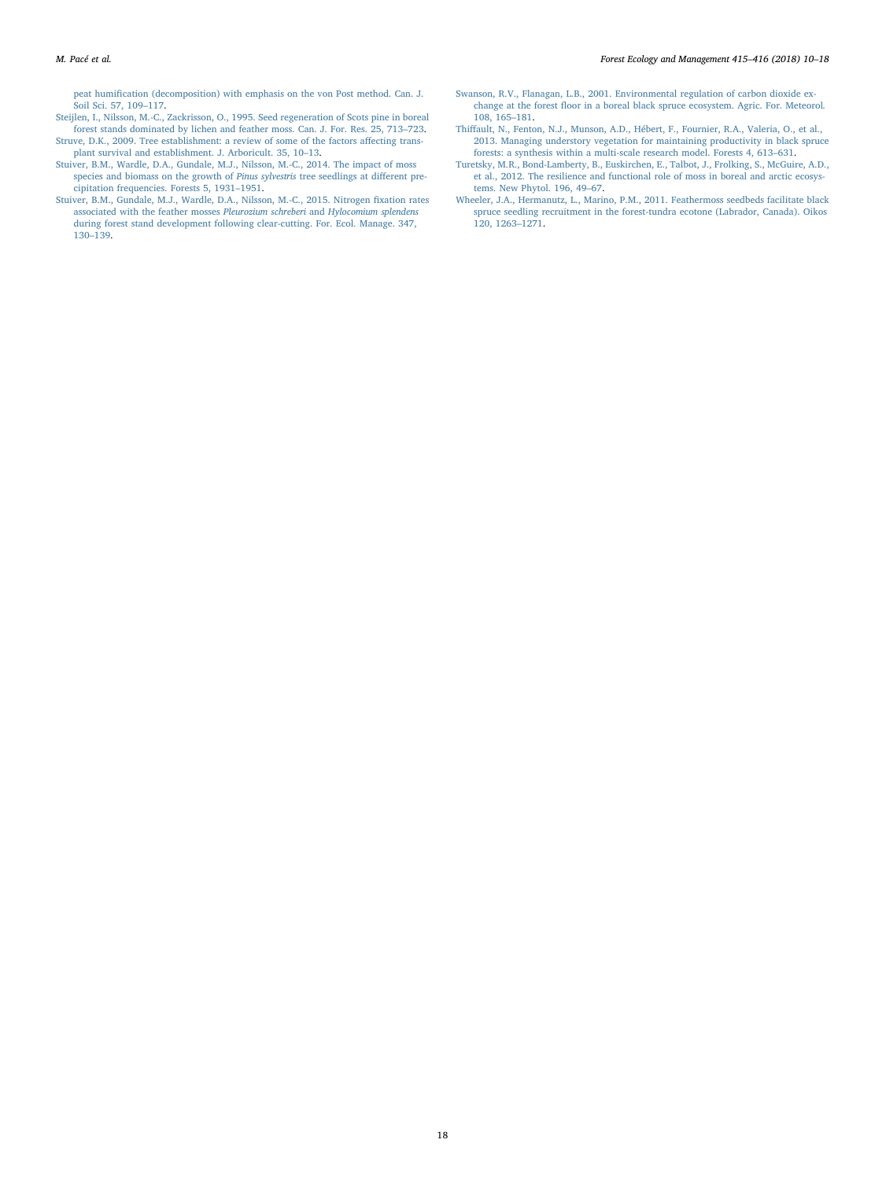peat humification (decomposition) with emphasis on the von Post method. Can. J. Soil Sci. 57, 109–117.

Steijlen, I., Nilsson, M.-C., Zackrisson, O., 1995. Seed regeneration of Scots pine in boreal forest stands dominated by lichen and feather moss. Can. J. For. Res. 25, 713–723.

Struve, D.K., 2009. Tree establishment: a review of some of the factors affecting transplant survival and establishment. J. Arboricult. 35, 10–13.

Stuiver, B.M., Wardle, D.A., Gundale, M.J., Nilsson, M.-C., 2014. The impact of moss species and biomass on the growth of *Pinus sylvestris* tree seedlings at different precipitation frequencies. Forests 5, 1931–1951.

Stuiver, B.M., Gundale, M.J., Wardle, D.A., Nilsson, M.-C., 2015. Nitrogen fixation rates associated with the feather mosses *Pleurozium schreberi* and *Hylocomium splendens* during forest stand development following clear-cutting. For. Ecol. Manage. 347, 130–139.

Swanson, R.V., Flanagan, L.B., 2001. Environmental regulation of carbon dioxide exchange at the forest floor in a boreal black spruce ecosystem. Agric. For. Meteorol. 108, 165–181.

Thiffault, N., Fenton, N.J., Munson, A.D., Hébert, F., Fournier, R.A., Valeria, O., et al., 2013. Managing understory vegetation for maintaining productivity in black spruce forests: a synthesis within a multi-scale research model. Forests 4, 613–631.

Turetsky, M.R., Bond-Lamberty, B., Euskirchen, E., Talbot, J., Frolking, S., McGuire, A.D., et al., 2012. The resilience and functional role of moss in boreal and arctic ecosystems. New Phytol. 196, 49–67.

Wheeler, J.A., Hermanutz, L., Marino, P.M., 2011. Feathermoss seedbeds facilitate black spruce seedling recruitment in the forest-tundra ecotone (Labrador, Canada). Oikos 120, 1263–1271.